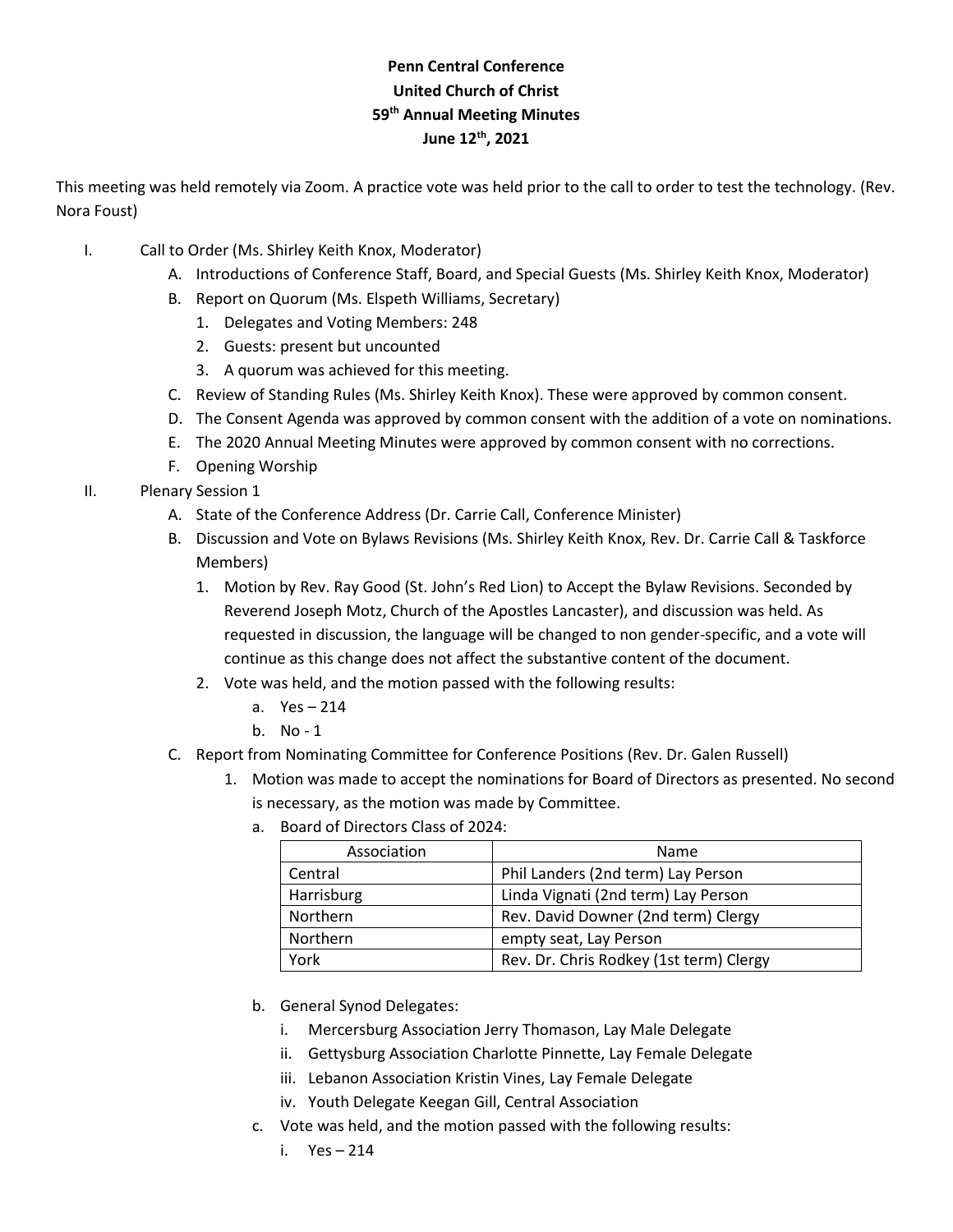**Penn Central Conference**
**United Church of Christ**
**59th Annual Meeting Minutes**
**June 12th, 2021**

This meeting was held remotely via Zoom. A practice vote was held prior to the call to order to test the technology. (Rev. Nora Foust)

I. Call to Order (Ms. Shirley Keith Knox, Moderator)
   A. Introductions of Conference Staff, Board, and Special Guests (Ms. Shirley Keith Knox, Moderator)
   B. Report on Quorum (Ms. Elspeth Williams, Secretary)
      1. Delegates and Voting Members: 248
      2. Guests: present but uncounted
      3. A quorum was achieved for this meeting.
   C. Review of Standing Rules (Ms. Shirley Keith Knox). These were approved by common consent.
   D. The Consent Agenda was approved by common consent with the addition of a vote on nominations.
   E. The 2020 Annual Meeting Minutes were approved by common consent with no corrections.
   F. Opening Worship

II. Plenary Session 1
   A. State of the Conference Address (Dr. Carrie Call, Conference Minister)
   B. Discussion and Vote on Bylaws Revisions (Ms. Shirley Keith Knox, Rev. Dr. Carrie Call & Taskforce Members)
      1. Motion by Rev. Ray Good (St. John's Red Lion) to Accept the Bylaw Revisions. Seconded by Reverend Joseph Motz, Church of the Apostles Lancaster), and discussion was held. As requested in discussion, the language will be changed to non gender-specific, and a vote will continue as this change does not affect the substantive content of the document.
      2. Vote was held, and the motion passed with the following results:
         a. Yes – 214
         b. No - 1
   C. Report from Nominating Committee for Conference Positions (Rev. Dr. Galen Russell)
      1. Motion was made to accept the nominations for Board of Directors as presented. No second is necessary, as the motion was made by Committee.
         a. Board of Directors Class of 2024:

| Association | Name |
|---|---|
| Central | Phil Landers (2nd term) Lay Person |
| Harrisburg | Linda Vignati (2nd term) Lay Person |
| Northern | Rev. David Downer (2nd term) Clergy |
| Northern | empty seat, Lay Person |
| York | Rev. Dr. Chris Rodkey (1st term) Clergy |

         b. General Synod Delegates:
            i. Mercersburg Association Jerry Thomason, Lay Male Delegate
            ii. Gettysburg Association Charlotte Pinnette, Lay Female Delegate
            iii. Lebanon Association Kristin Vines, Lay Female Delegate
            iv. Youth Delegate Keegan Gill, Central Association
         c. Vote was held, and the motion passed with the following results:
            i. Yes – 214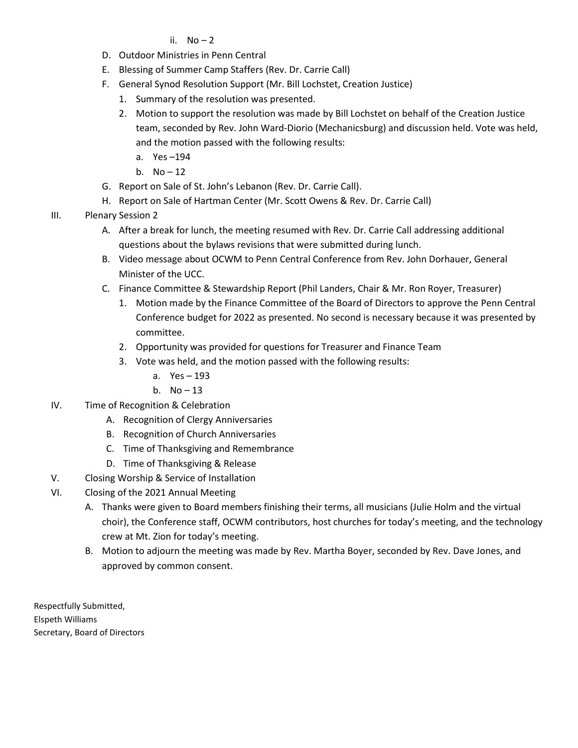ii. No – 2

D. Outdoor Ministries in Penn Central
E. Blessing of Summer Camp Staffers (Rev. Dr. Carrie Call)
F. General Synod Resolution Support (Mr. Bill Lochstet, Creation Justice)
   1. Summary of the resolution was presented.
   2. Motion to support the resolution was made by Bill Lochstet on behalf of the Creation Justice team, seconded by Rev. John Ward-Diorio (Mechanicsburg) and discussion held. Vote was held, and the motion passed with the following results:
      a. Yes –194
      b. No – 12
G. Report on Sale of St. John's Lebanon (Rev. Dr. Carrie Call).
H. Report on Sale of Hartman Center (Mr. Scott Owens & Rev. Dr. Carrie Call)

III. Plenary Session 2
   A. After a break for lunch, the meeting resumed with Rev. Dr. Carrie Call addressing additional questions about the bylaws revisions that were submitted during lunch.
   B. Video message about OCWM to Penn Central Conference from Rev. John Dorhauer, General Minister of the UCC.
   C. Finance Committee & Stewardship Report (Phil Landers, Chair & Mr. Ron Royer, Treasurer)
      1. Motion made by the Finance Committee of the Board of Directors to approve the Penn Central Conference budget for 2022 as presented. No second is necessary because it was presented by committee.
      2. Opportunity was provided for questions for Treasurer and Finance Team
      3. Vote was held, and the motion passed with the following results:
         a. Yes – 193
         b. No – 13

IV. Time of Recognition & Celebration
   A. Recognition of Clergy Anniversaries
   B. Recognition of Church Anniversaries
   C. Time of Thanksgiving and Remembrance
   D. Time of Thanksgiving & Release

V. Closing Worship & Service of Installation

VI. Closing of the 2021 Annual Meeting
   A. Thanks were given to Board members finishing their terms, all musicians (Julie Holm and the virtual choir), the Conference staff, OCWM contributors, host churches for today's meeting, and the technology crew at Mt. Zion for today's meeting.
   B. Motion to adjourn the meeting was made by Rev. Martha Boyer, seconded by Rev. Dave Jones, and approved by common consent.

Respectfully Submitted,
Elspeth Williams
Secretary, Board of Directors